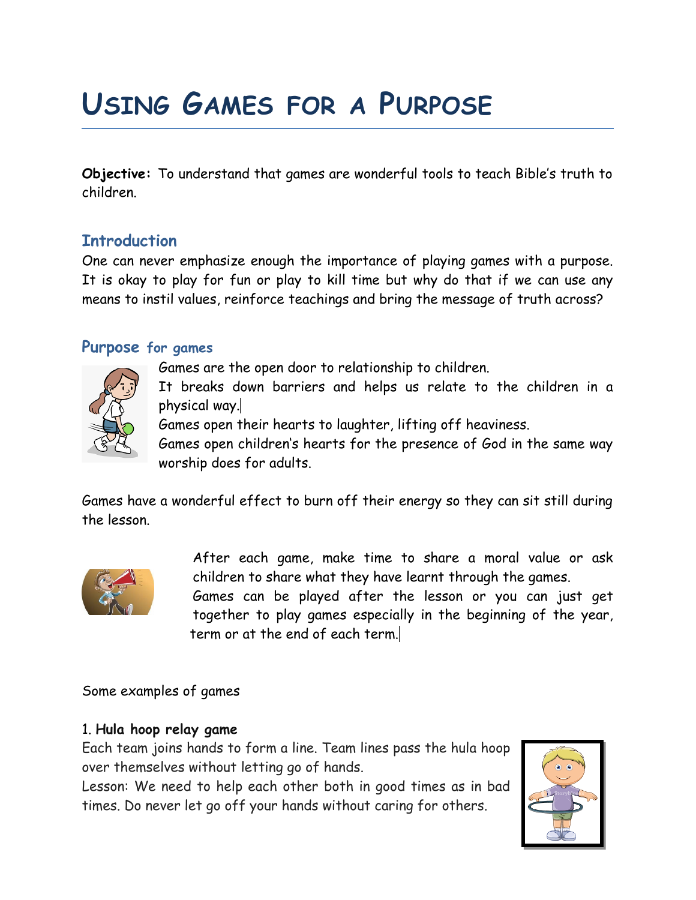# Using Games for a Purpose

**Objective:** To understand that games are wonderful tools to teach Bible's truth to children.

## Introduction

One can never emphasize enough the importance of playing games with a purpose. It is okay to play for fun or play to kill time but why do that if we can use any means to instil values, reinforce teachings and bring the message of truth across?

## Purpose for games

Games are the open door to relationship to children.
It breaks down barriers and helps us relate to the children in a physical way.
Games open their hearts to laughter, lifting off heaviness.
Games open children's hearts for the presence of God in the same way worship does for adults.

Games have a wonderful effect to burn off their energy so they can sit still during the lesson.

After each game, make time to share a moral value or ask children to share what they have learnt through the games.
Games can be played after the lesson or you can just get together to play games especially in the beginning of the year, term or at the end of each term.

Some examples of games

1. **Hula hoop relay game**

Each team joins hands to form a line. Team lines pass the hula hoop over themselves without letting go of hands.
Lesson: We need to help each other both in good times as in bad times. Do never let go off your hands without caring for others.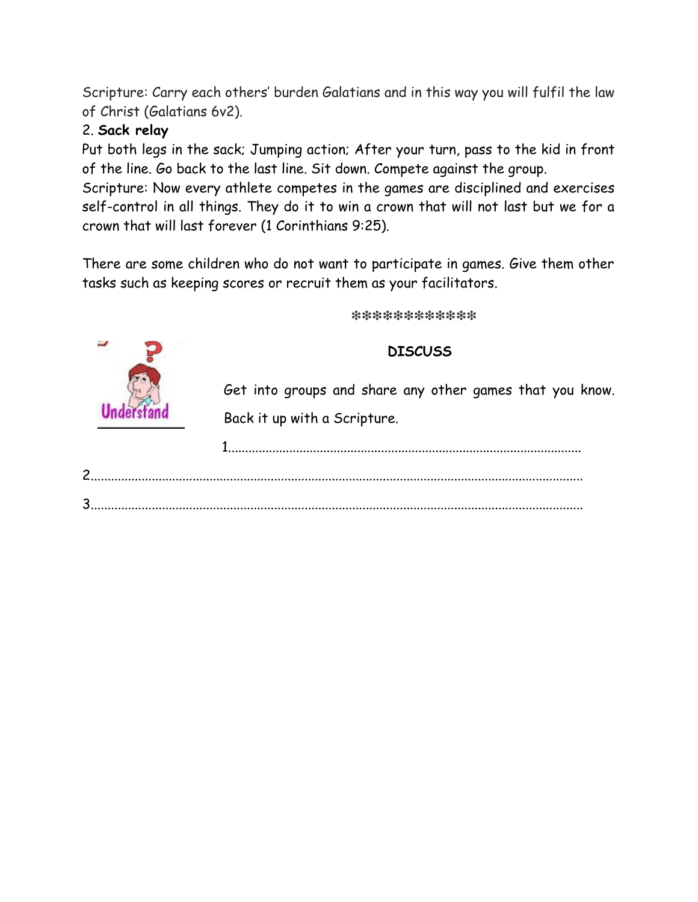Scripture: Carry each others' burden Galatians and in this way you will fulfil the law of Christ (Galatians 6v2).

2. **Sack relay**

Put both legs in the sack; Jumping action; After your turn, pass to the kid in front of the line. Go back to the last line. Sit down. Compete against the group.

Scripture: Now every athlete competes in the games are disciplined and exercises self-control in all things. They do it to win a crown that will not last but we for a crown that will last forever (1 Corinthians 9:25).

There are some children who do not want to participate in games. Give them other tasks such as keeping scores or recruit them as your facilitators.

************

Understand

**DISCUSS**

Get into groups and share any other games that you know. Back it up with a Scripture.

1.......................................................................................................

2.......................................................................................................

3.......................................................................................................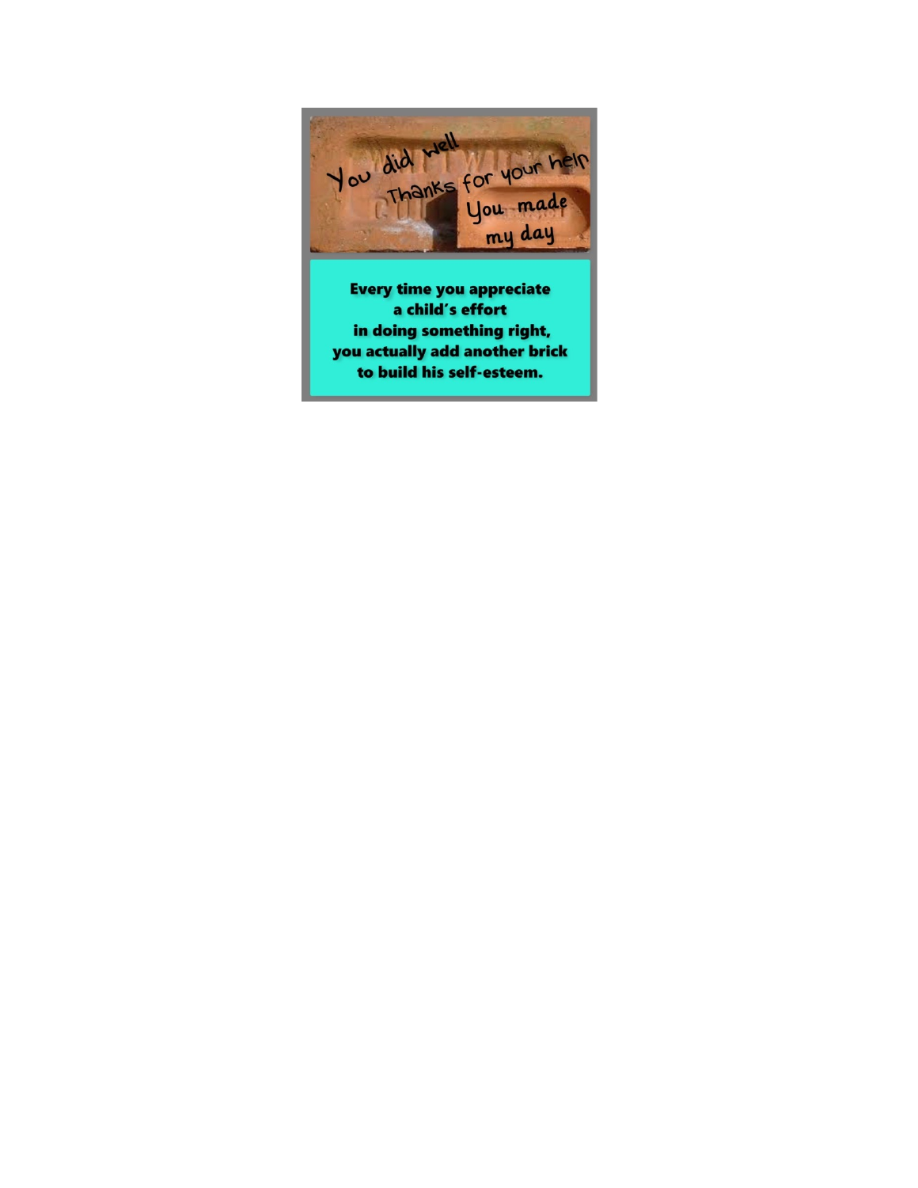You did well

Thanks for your help

You made my day

**Every time you appreciate a child's effort in doing something right, you actually add another brick to build his self-esteem.**